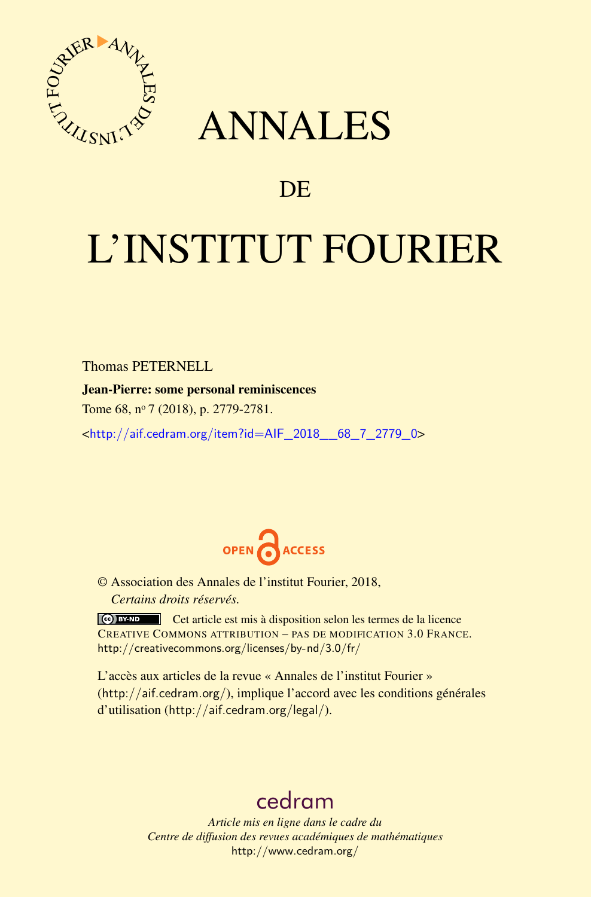# ANNALES

## DE

# L'INSTITUT FOURIER

Thomas PETERNELL

**Jean-Pierre: some personal reminiscences**

Tome 68, nº 7 (2018), p. 2779-2781.

<http://aif.cedram.org/item?id=AIF_2018__68_7_2779_0>

OPEN ACCESS

© Association des Annales de l'institut Fourier, 2018,
*Certains droits réservés.*

Cet article est mis à disposition selon les termes de la licence CREATIVE COMMONS ATTRIBUTION – PAS DE MODIFICATION 3.0 FRANCE.
http://creativecommons.org/licenses/by-nd/3.0/fr/

L'accès aux articles de la revue « Annales de l'institut Fourier » (http://aif.cedram.org/), implique l'accord avec les conditions générales d'utilisation (http://aif.cedram.org/legal/).

cedram

*Article mis en ligne dans le cadre du*
*Centre de diffusion des revues académiques de mathématiques*
http://www.cedram.org/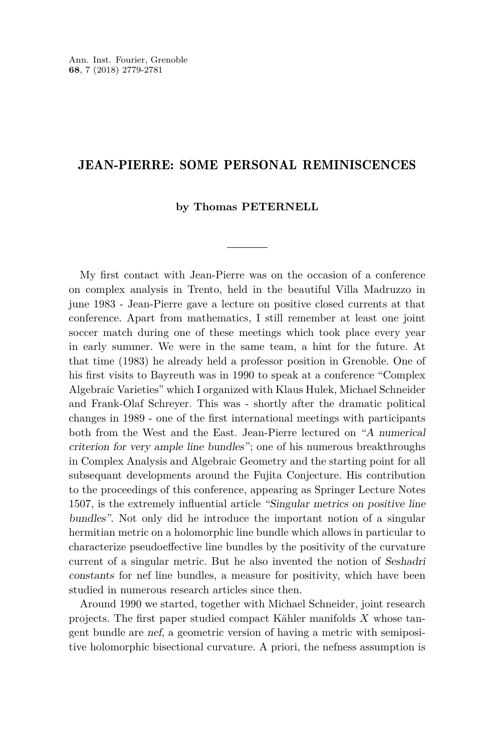# JEAN-PIERRE: SOME PERSONAL REMINISCENCES

**by Thomas PETERNELL**

My first contact with Jean-Pierre was on the occasion of a conference on complex analysis in Trento, held in the beautiful Villa Madruzzo in june 1983 - Jean-Pierre gave a lecture on positive closed currents at that conference. Apart from mathematics, I still remember at least one joint soccer match during one of these meetings which took place every year in early summer. We were in the same team, a hint for the future. At that time (1983) he already held a professor position in Grenoble. One of his first visits to Bayreuth was in 1990 to speak at a conference "Complex Algebraic Varieties" which I organized with Klaus Hulek, Michael Schneider and Frank-Olaf Schreyer. This was - shortly after the dramatic political changes in 1989 - one of the first international meetings with participants both from the West and the East. Jean-Pierre lectured on "*A numerical criterion for very ample line bundles*"; one of his numerous breakthroughs in Complex Analysis and Algebraic Geometry and the starting point for all subsequant developments around the Fujita Conjecture. His contribution to the proceedings of this conference, appearing as Springer Lecture Notes 1507, is the extremely influential article "*Singular metrics on positive line bundles*". Not only did he introduce the important notion of a singular hermitian metric on a holomorphic line bundle which allows in particular to characterize pseudoeffective line bundles by the positivity of the curvature current of a singular metric. But he also invented the notion of *Seshadri constants* for nef line bundles, a measure for positivity, which have been studied in numerous research articles since then.

Around 1990 we started, together with Michael Schneider, joint research projects. The first paper studied compact Kähler manifolds $X$ whose tangent bundle are *nef*, a geometric version of having a metric with semipositive holomorphic bisectional curvature. A priori, the nefness assumption is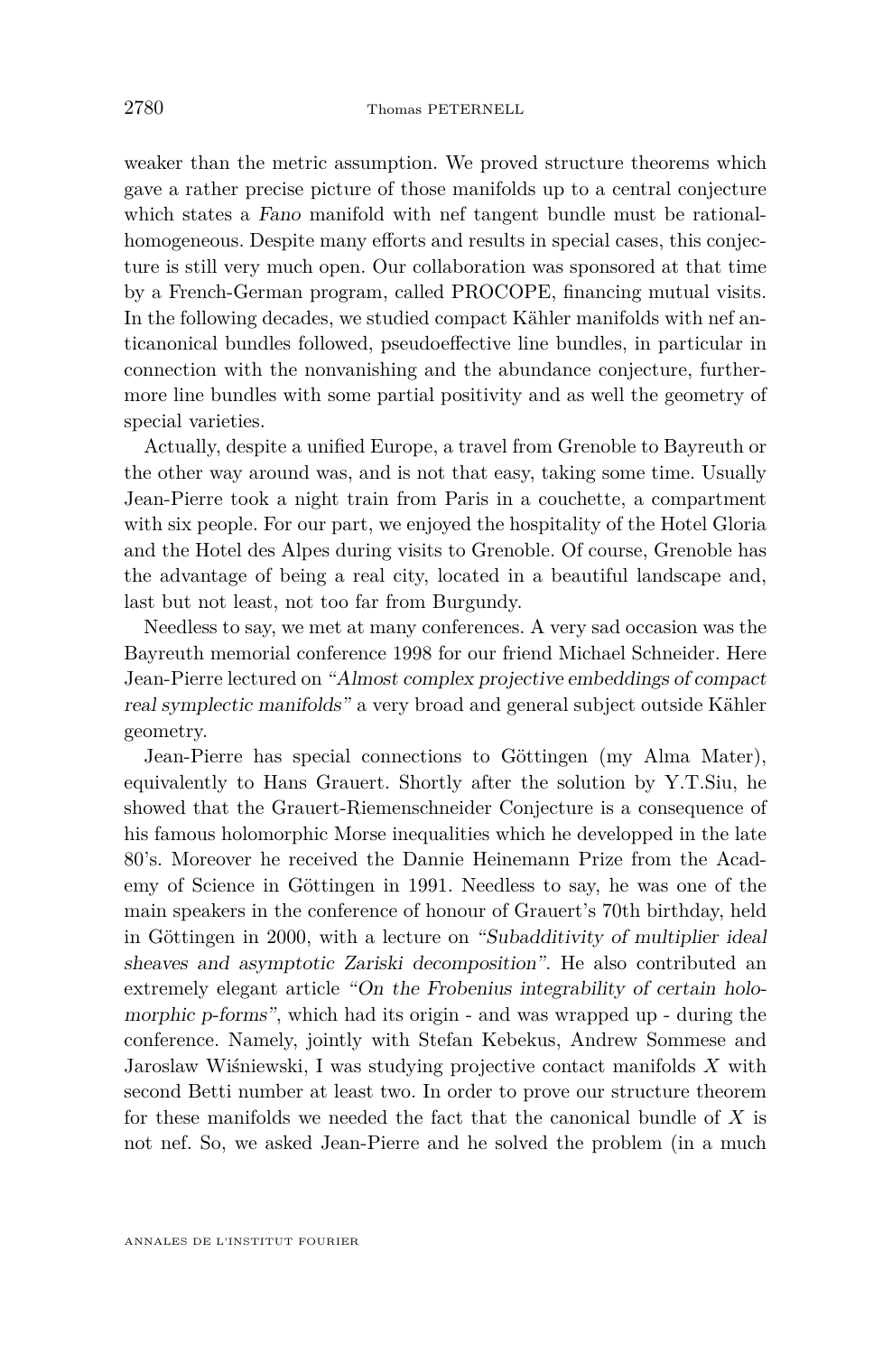weaker than the metric assumption. We proved structure theorems which gave a rather precise picture of those manifolds up to a central conjecture which states a *Fano* manifold with nef tangent bundle must be rational-homogeneous. Despite many efforts and results in special cases, this conjecture is still very much open. Our collaboration was sponsored at that time by a French-German program, called PROCOPE, financing mutual visits. In the following decades, we studied compact Kähler manifolds with nef anticanonical bundles followed, pseudoeffective line bundles, in particular in connection with the nonvanishing and the abundance conjecture, furthermore line bundles with some partial positivity and as well the geometry of special varieties.

Actually, despite a unified Europe, a travel from Grenoble to Bayreuth or the other way around was, and is not that easy, taking some time. Usually Jean-Pierre took a night train from Paris in a couchette, a compartment with six people. For our part, we enjoyed the hospitality of the Hotel Gloria and the Hotel des Alpes during visits to Grenoble. Of course, Grenoble has the advantage of being a real city, located in a beautiful landscape and, last but not least, not too far from Burgundy.

Needless to say, we met at many conferences. A very sad occasion was the Bayreuth memorial conference 1998 for our friend Michael Schneider. Here Jean-Pierre lectured on *"Almost complex projective embeddings of compact real symplectic manifolds"* a very broad and general subject outside Kähler geometry.

Jean-Pierre has special connections to Göttingen (my Alma Mater), equivalently to Hans Grauert. Shortly after the solution by Y.T.Siu, he showed that the Grauert-Riemenschneider Conjecture is a consequence of his famous holomorphic Morse inequalities which he developped in the late 80's. Moreover he received the Dannie Heinemann Prize from the Academy of Science in Göttingen in 1991. Needless to say, he was one of the main speakers in the conference of honour of Grauert's 70th birthday, held in Göttingen in 2000, with a lecture on *"Subadditivity of multiplier ideal sheaves and asymptotic Zariski decomposition"*. He also contributed an extremely elegant article *"On the Frobenius integrability of certain holomorphic p-forms"*, which had its origin - and was wrapped up - during the conference. Namely, jointly with Stefan Kebekus, Andrew Sommese and Jaroslaw Wiśniewski, I was studying projective contact manifolds $X$ with second Betti number at least two. In order to prove our structure theorem for these manifolds we needed the fact that the canonical bundle of $X$ is not nef. So, we asked Jean-Pierre and he solved the problem (in a much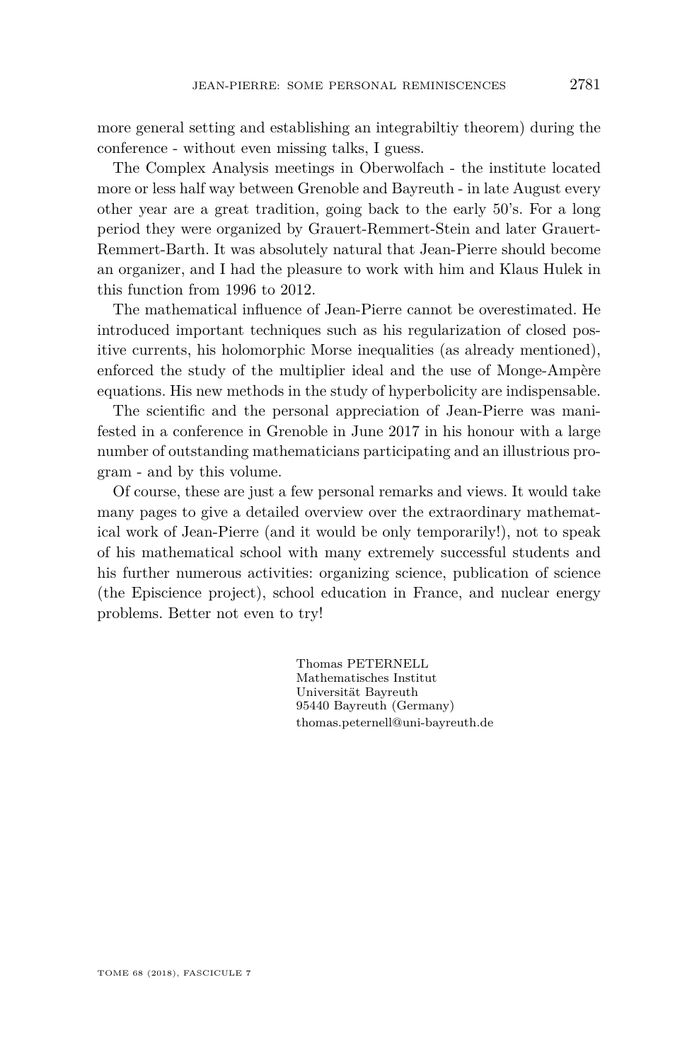more general setting and establishing an integrabiltiy theorem) during the conference - without even missing talks, I guess.

The Complex Analysis meetings in Oberwolfach - the institute located more or less half way between Grenoble and Bayreuth - in late August every other year are a great tradition, going back to the early 50's. For a long period they were organized by Grauert-Remmert-Stein and later Grauert-Remmert-Barth. It was absolutely natural that Jean-Pierre should become an organizer, and I had the pleasure to work with him and Klaus Hulek in this function from 1996 to 2012.

The mathematical influence of Jean-Pierre cannot be overestimated. He introduced important techniques such as his regularization of closed positive currents, his holomorphic Morse inequalities (as already mentioned), enforced the study of the multiplier ideal and the use of Monge-Ampère equations. His new methods in the study of hyperbolicity are indispensable.

The scientific and the personal appreciation of Jean-Pierre was manifested in a conference in Grenoble in June 2017 in his honour with a large number of outstanding mathematicians participating and an illustrious program - and by this volume.

Of course, these are just a few personal remarks and views. It would take many pages to give a detailed overview over the extraordinary mathematical work of Jean-Pierre (and it would be only temporarily!), not to speak of his mathematical school with many extremely successful students and his further numerous activities: organizing science, publication of science (the Episcience project), school education in France, and nuclear energy problems. Better not even to try!

Thomas PETERNELL
Mathematisches Institut
Universität Bayreuth
95440 Bayreuth (Germany)
thomas.peternell@uni-bayreuth.de